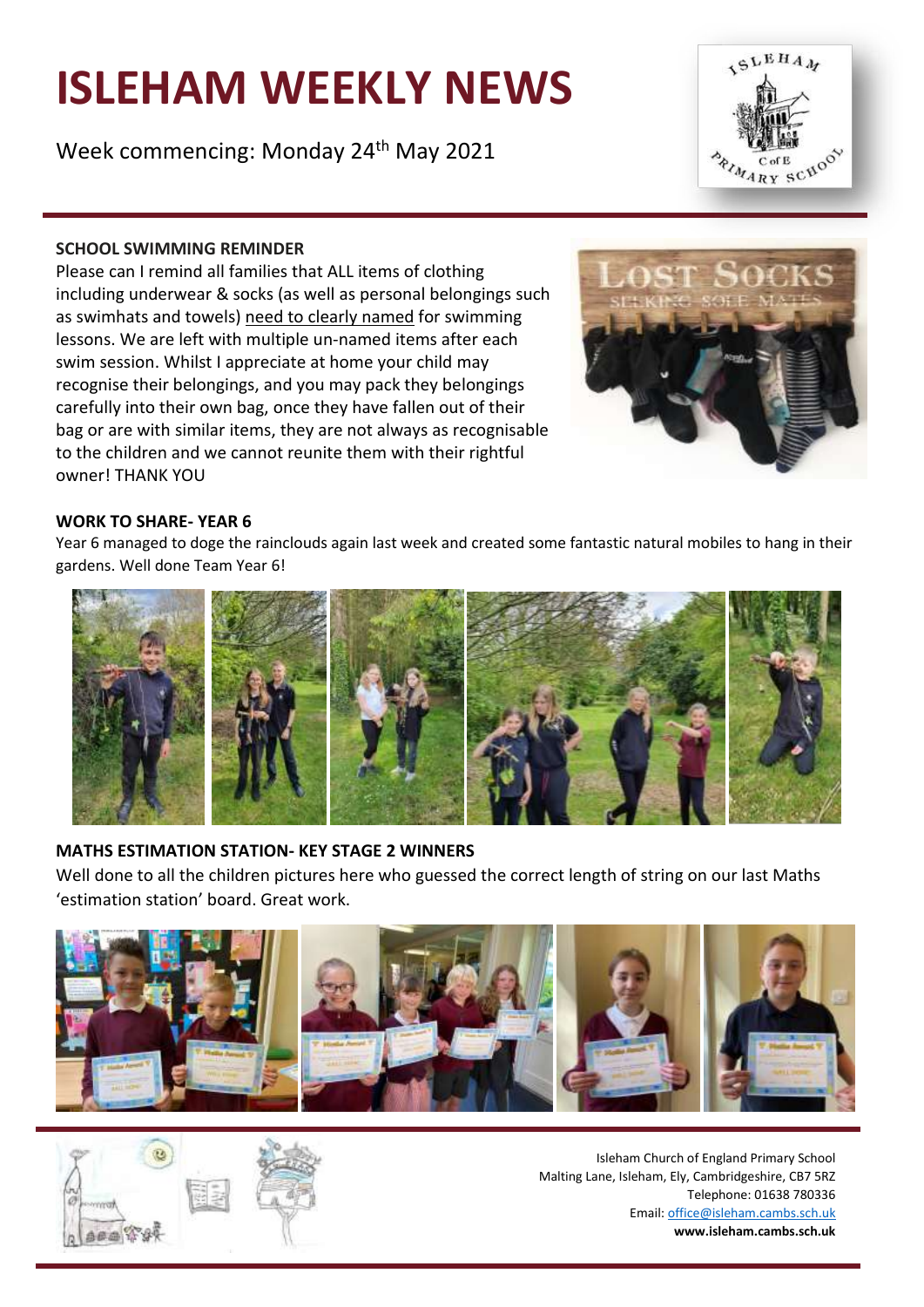# ISLEHAM WEEKLY NEWS

Week commencing: Monday 24th May 2021

**SCHOOL SWIMMING REMINDER**

Please can I remind all families that ALL items of clothing including underwear & socks (as well as personal belongings such as swimhats and towels) need to clearly named for swimming lessons. We are left with multiple un-named items after each swim session. Whilst I appreciate at home your child may recognise their belongings, and you may pack they belongings carefully into their own bag, once they have fallen out of their bag or are with similar items, they are not always as recognisable to the children and we cannot reunite them with their rightful owner! THANK YOU

**WORK TO SHARE- YEAR 6**

Year 6 managed to doge the rainclouds again last week and created some fantastic natural mobiles to hang in their gardens. Well done Team Year 6!

**MATHS ESTIMATION STATION- KEY STAGE 2 WINNERS**

Well done to all the children pictures here who guessed the correct length of string on our last Maths 'estimation station' board. Great work.

Isleham Church of England Primary School
Malting Lane, Isleham, Ely, Cambridgeshire, CB7 5RZ
Telephone: 01638 780336
Email: office@isleham.cambs.sch.uk
**www.isleham.cambs.sch.uk**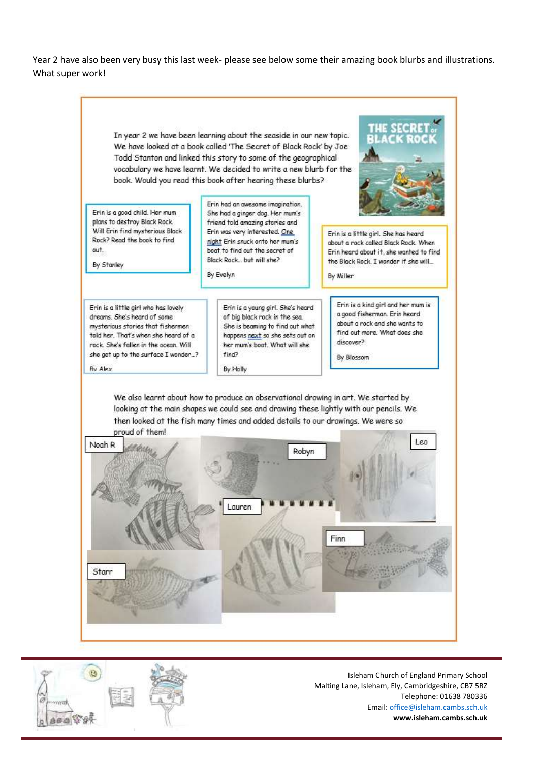Year 2 have also been very busy this last week- please see below some their amazing book blurbs and illustrations. What super work!

In year 2 we have been learning about the seaside in our new topic. We have looked at a book called 'The Secret of Black Rock' by Joe Todd Stanton and linked this story to some of the geographical vocabulary we have learnt. We decided to write a new blurb for the book. Would you read this book after hearing these blurbs?

Erin is a good child. Her mum plans to destroy Black Rock. Will Erin find mysterious Black Rock? Read the book to find out.

By Stanley

Erin had an awesome imagination. She had a ginger dog. Her mum's friend told amazing stories and Erin was very interested. One night Erin snuck onto her mum's boat to find out the secret of Black Rock... but will she?

By Evelyn

Erin is a little girl. She has heard about a rock called Black Rock. When Erin heard about it, she wanted to find the Black Rock. I wonder if she will...

By Miller

Erin is a little girl who has lovely dreams. She's heard of some mysterious stories that fishermen told her. That's when she heard of a rock. She's fallen in the ocean. Will she get up to the surface I wonder...?

By Alex

Erin is a young girl. She's heard of big black rock in the sea. She is beaming to find out what happens next so she sets out on her mum's boat. What will she find?

By Holly

Erin is a kind girl and her mum is a good fisherman. Erin heard about a rock and she wants to find out more. What does she discover?

By Blossom

We also learnt about how to produce an observational drawing in art. We started by looking at the main shapes we could see and drawing these lightly with our pencils. We then looked at the fish many times and added details to our drawings. We were so proud of them!

Noah R

Robyn

Leo

Lauren

Finn

Starr

Isleham Church of England Primary School
Malting Lane, Isleham, Ely, Cambridgeshire, CB7 5RZ
Telephone: 01638 780336
Email: office@isleham.cambs.sch.uk
**www.isleham.cambs.sch.uk**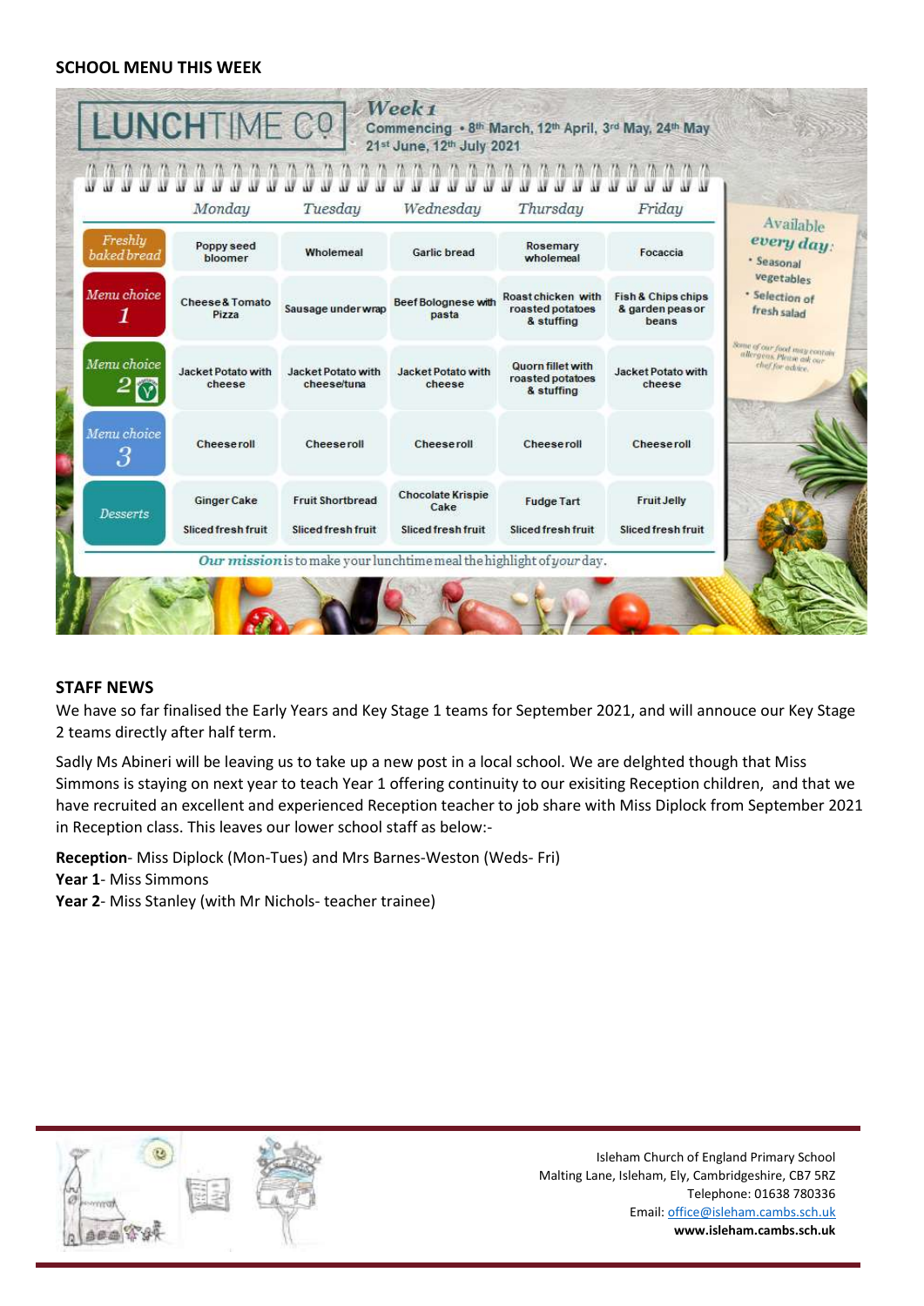**SCHOOL MENU THIS WEEK**

**LUNCHTIME CO**

*Week 1*

Commencing • 8th March, 12th April, 3rd May, 24th May 21st June, 12th July 2021

| | Monday | Tuesday | Wednesday | Thursday | Friday |
|---|---|---|---|---|---|
| Freshly baked bread | Poppy seed bloomer | Wholemeal | Garlic bread | Rosemary wholemeal | Focaccia |
| Menu choice 1 | Cheese & Tomato Pizza | Sausage under wrap | Beef Bolognese with pasta | Roast chicken with roasted potatoes & stuffing | Fish & Chips chips & garden peas or beans |
| Menu choice 2 (V) | Jacket Potato with cheese | Jacket Potato with cheese/tuna | Jacket Potato with cheese | Quorn fillet with roasted potatoes & stuffing | Jacket Potato with cheese |
| Menu choice 3 | Cheese roll | Cheese roll | Cheese roll | Cheese roll | Cheese roll |
| Desserts | Ginger Cake<br>Sliced fresh fruit | Fruit Shortbread<br>Sliced fresh fruit | Chocolate Krispie Cake<br>Sliced fresh fruit | Fudge Tart<br>Sliced fresh fruit | Fruit Jelly<br>Sliced fresh fruit |

Available *every day*:
- Seasonal vegetables
- Selection of fresh salad

*Some of our food may contain allergens. Please ask our chef for advice.*

*Our mission* is to make your lunchtime meal the highlight of *your* day.

**STAFF NEWS**

We have so far finalised the Early Years and Key Stage 1 teams for September 2021, and will annouce our Key Stage 2 teams directly after half term.

Sadly Ms Abineri will be leaving us to take up a new post in a local school. We are delghted though that Miss Simmons is staying on next year to teach Year 1 offering continuity to our exisiting Reception children, and that we have recruited an excellent and experienced Reception teacher to job share with Miss Diplock from September 2021 in Reception class. This leaves our lower school staff as below:-

**Reception**- Miss Diplock (Mon-Tues) and Mrs Barnes-Weston (Weds- Fri)
**Year 1**- Miss Simmons
**Year 2**- Miss Stanley (with Mr Nichols- teacher trainee)

Isleham Church of England Primary School
Malting Lane, Isleham, Ely, Cambridgeshire, CB7 5RZ
Telephone: 01638 780336
Email: office@isleham.cambs.sch.uk
**www.isleham.cambs.sch.uk**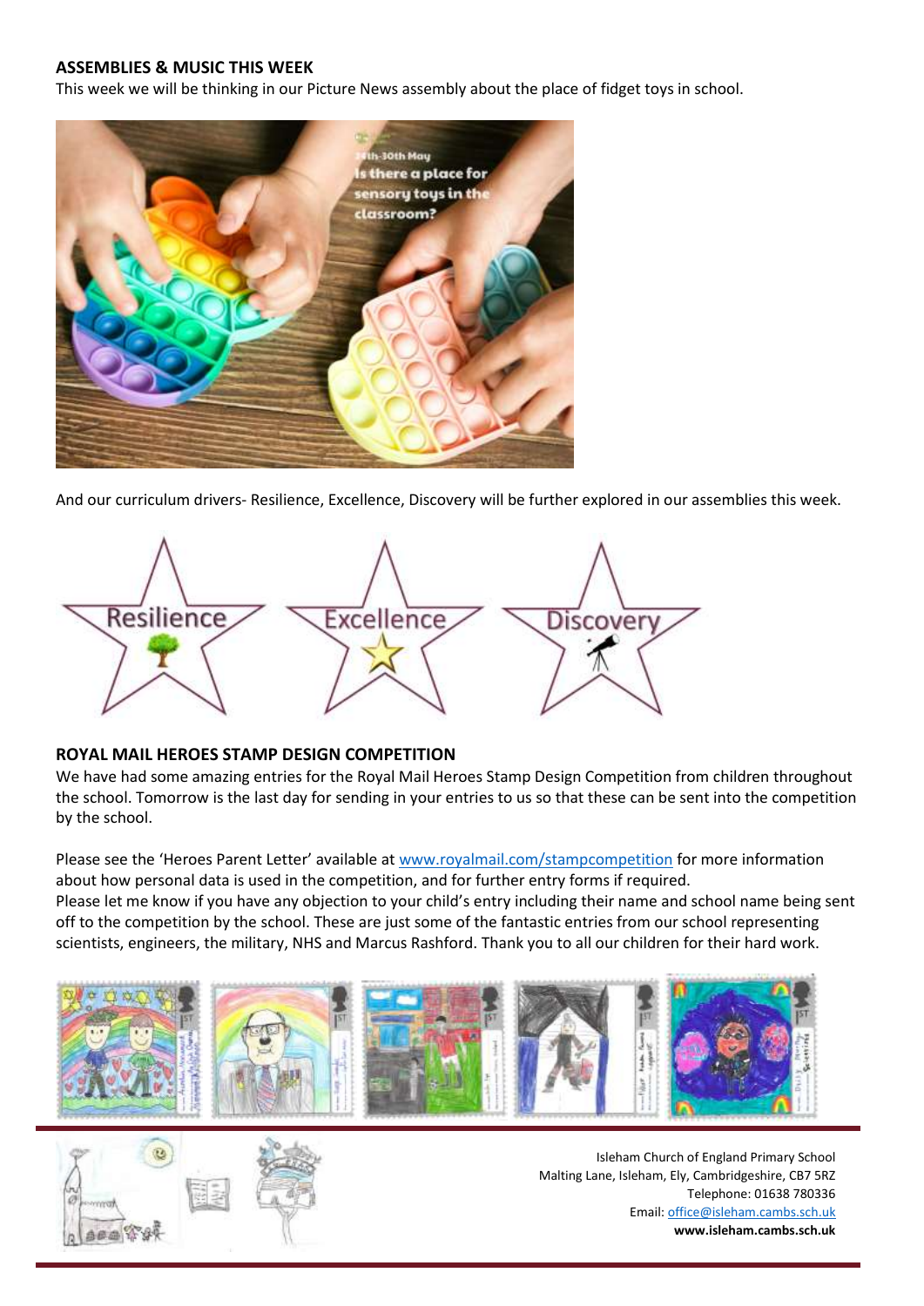## ASSEMBLIES & MUSIC THIS WEEK

This week we will be thinking in our Picture News assembly about the place of fidget toys in school.

And our curriculum drivers- Resilience, Excellence, Discovery will be further explored in our assemblies this week.

## ROYAL MAIL HEROES STAMP DESIGN COMPETITION

We have had some amazing entries for the Royal Mail Heroes Stamp Design Competition from children throughout the school. Tomorrow is the last day for sending in your entries to us so that these can be sent into the competition by the school.

Please see the 'Heroes Parent Letter' available at www.royalmail.com/stampcompetition for more information about how personal data is used in the competition, and for further entry forms if required.

Please let me know if you have any objection to your child's entry including their name and school name being sent off to the competition by the school. These are just some of the fantastic entries from our school representing scientists, engineers, the military, NHS and Marcus Rashford. Thank you to all our children for their hard work.

Isleham Church of England Primary School
Malting Lane, Isleham, Ely, Cambridgeshire, CB7 5RZ
Telephone: 01638 780336
Email: office@isleham.cambs.sch.uk
**www.isleham.cambs.sch.uk**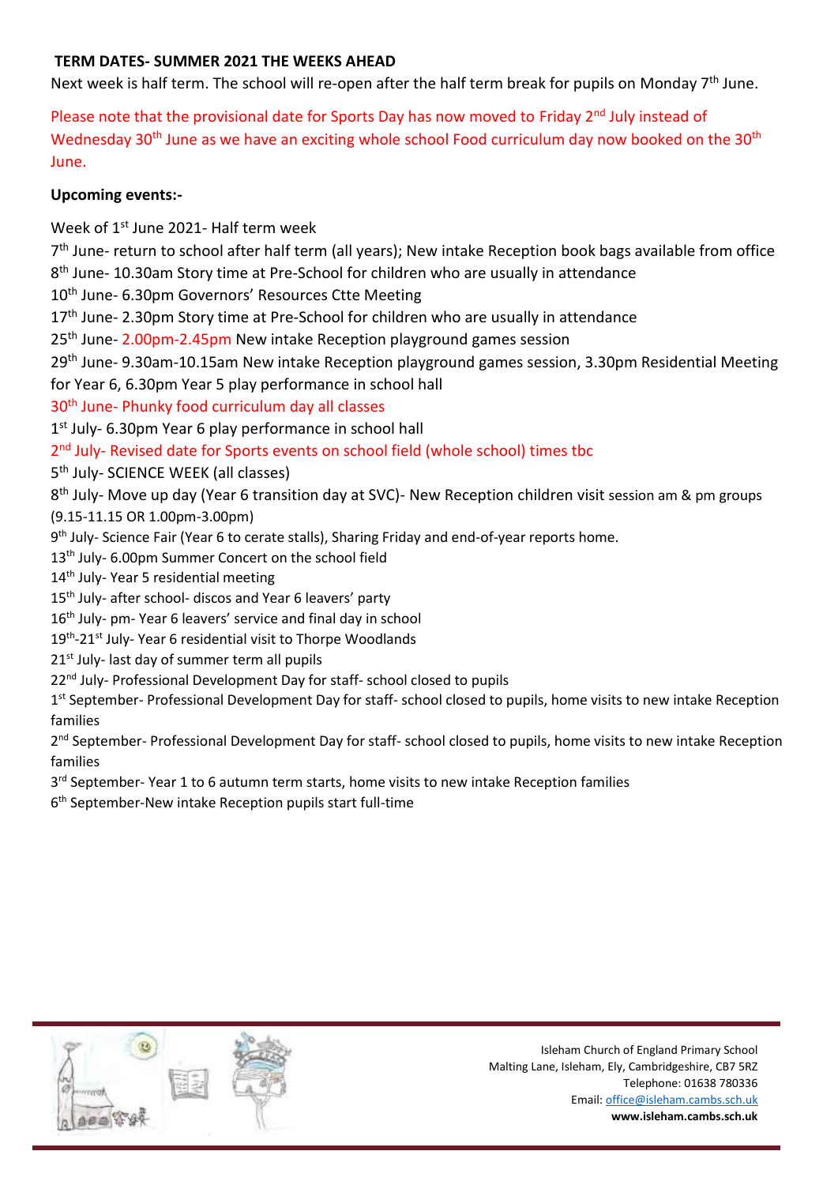**TERM DATES- SUMMER 2021 THE WEEKS AHEAD**

Next week is half term. The school will re-open after the half term break for pupils on Monday 7th June.

Please note that the provisional date for Sports Day has now moved to Friday 2nd July instead of Wednesday 30th June as we have an exciting whole school Food curriculum day now booked on the 30th June.

**Upcoming events:-**

Week of 1st June 2021- Half term week
7th June- return to school after half term (all years); New intake Reception book bags available from office
8th June- 10.30am Story time at Pre-School for children who are usually in attendance
10th June- 6.30pm Governors' Resources Ctte Meeting
17th June- 2.30pm Story time at Pre-School for children who are usually in attendance
25th June- 2.00pm-2.45pm New intake Reception playground games session
29th June- 9.30am-10.15am New intake Reception playground games session, 3.30pm Residential Meeting for Year 6, 6.30pm Year 5 play performance in school hall
30th June- Phunky food curriculum day all classes
1st July- 6.30pm Year 6 play performance in school hall
2nd July- Revised date for Sports events on school field (whole school) times tbc
5th July- SCIENCE WEEK (all classes)
8th July- Move up day (Year 6 transition day at SVC)- New Reception children visit session am & pm groups (9.15-11.15 OR 1.00pm-3.00pm)
9th July- Science Fair (Year 6 to cerate stalls), Sharing Friday and end-of-year reports home.
13th July- 6.00pm Summer Concert on the school field
14th July- Year 5 residential meeting
15th July- after school- discos and Year 6 leavers' party
16th July- pm- Year 6 leavers' service and final day in school
19th-21st July- Year 6 residential visit to Thorpe Woodlands
21st July- last day of summer term all pupils
22nd July- Professional Development Day for staff- school closed to pupils
1st September- Professional Development Day for staff- school closed to pupils, home visits to new intake Reception families
2nd September- Professional Development Day for staff- school closed to pupils, home visits to new intake Reception families
3rd September- Year 1 to 6 autumn term starts, home visits to new intake Reception families
6th September-New intake Reception pupils start full-time

Isleham Church of England Primary School
Malting Lane, Isleham, Ely, Cambridgeshire, CB7 5RZ
Telephone: 01638 780336
Email: office@isleham.cambs.sch.uk
**www.isleham.cambs.sch.uk**